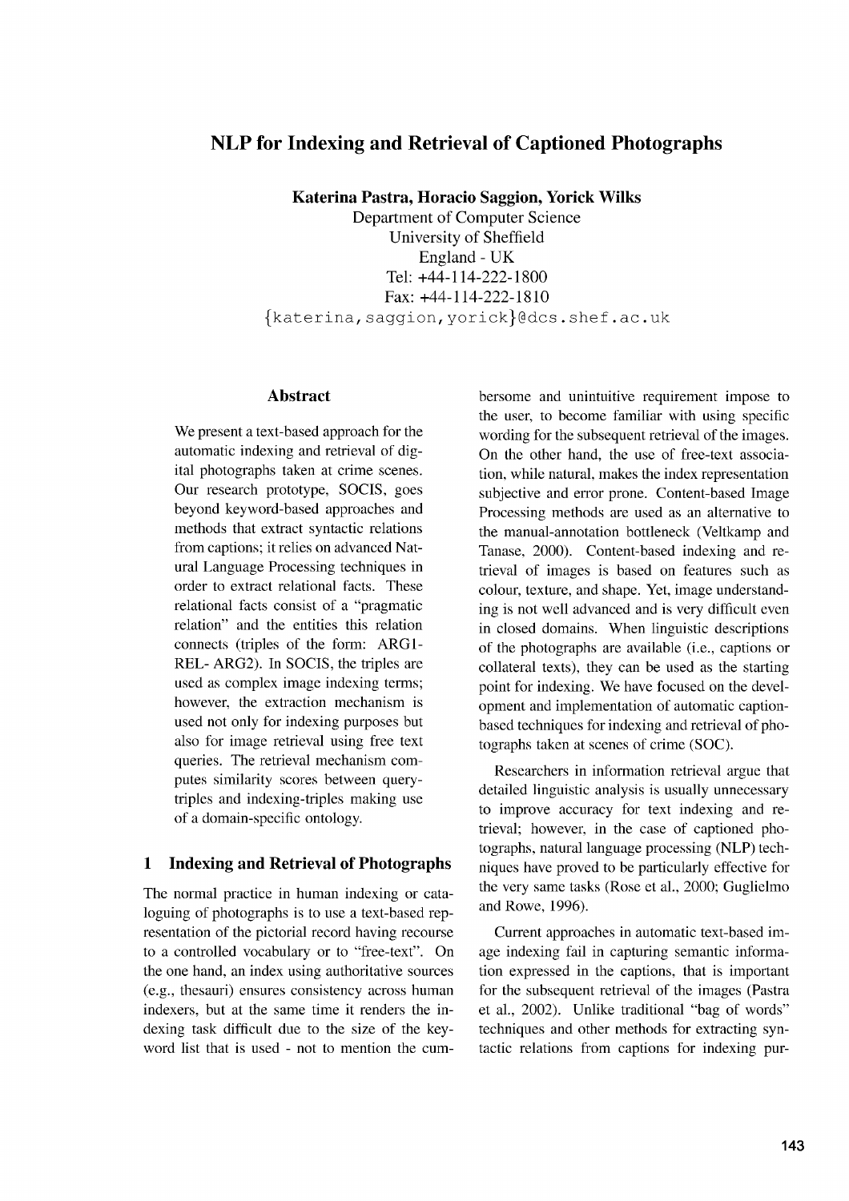# NLP for Indexing and Retrieval of Captioned Photographs

**Katerina Pastra, Horacio Saggion, Yorick Wilks**
Department of Computer Science
University of Sheffield
England - UK
Tel: +44-114-222-1800
Fax: +44-114-222-1810
{katerina,saggion,yorick}@dcs.shef.ac.uk

## Abstract

We present a text-based approach for the automatic indexing and retrieval of digital photographs taken at crime scenes. Our research prototype, SOCIS, goes beyond keyword-based approaches and methods that extract syntactic relations from captions; it relies on advanced Natural Language Processing techniques in order to extract relational facts. These relational facts consist of a "pragmatic relation" and the entities this relation connects (triples of the form: ARG1-REL- ARG2). In SOCIS, the triples are used as complex image indexing terms; however, the extraction mechanism is used not only for indexing purposes but also for image retrieval using free text queries. The retrieval mechanism computes similarity scores between query-triples and indexing-triples making use of a domain-specific ontology.

## 1 Indexing and Retrieval of Photographs

The normal practice in human indexing or cataloguing of photographs is to use a text-based representation of the pictorial record having recourse to a controlled vocabulary or to "free-text". On the one hand, an index using authoritative sources (e.g., thesauri) ensures consistency across human indexers, but at the same time it renders the indexing task difficult due to the size of the keyword list that is used - not to mention the cumbersome and unintuitive requirement impose to the user, to become familiar with using specific wording for the subsequent retrieval of the images. On the other hand, the use of free-text association, while natural, makes the index representation subjective and error prone. Content-based Image Processing methods are used as an alternative to the manual-annotation bottleneck (Veltkamp and Tanase, 2000). Content-based indexing and retrieval of images is based on features such as colour, texture, and shape. Yet, image understanding is not well advanced and is very difficult even in closed domains. When linguistic descriptions of the photographs are available (i.e., captions or collateral texts), they can be used as the starting point for indexing. We have focused on the development and implementation of automatic caption-based techniques for indexing and retrieval of photographs taken at scenes of crime (SOC).

Researchers in information retrieval argue that detailed linguistic analysis is usually unnecessary to improve accuracy for text indexing and retrieval; however, in the case of captioned photographs, natural language processing (NLP) techniques have proved to be particularly effective for the very same tasks (Rose et al., 2000; Guglielmo and Rowe, 1996).

Current approaches in automatic text-based image indexing fail in capturing semantic information expressed in the captions, that is important for the subsequent retrieval of the images (Pastra et al., 2002). Unlike traditional "bag of words" techniques and other methods for extracting syntactic relations from captions for indexing pur-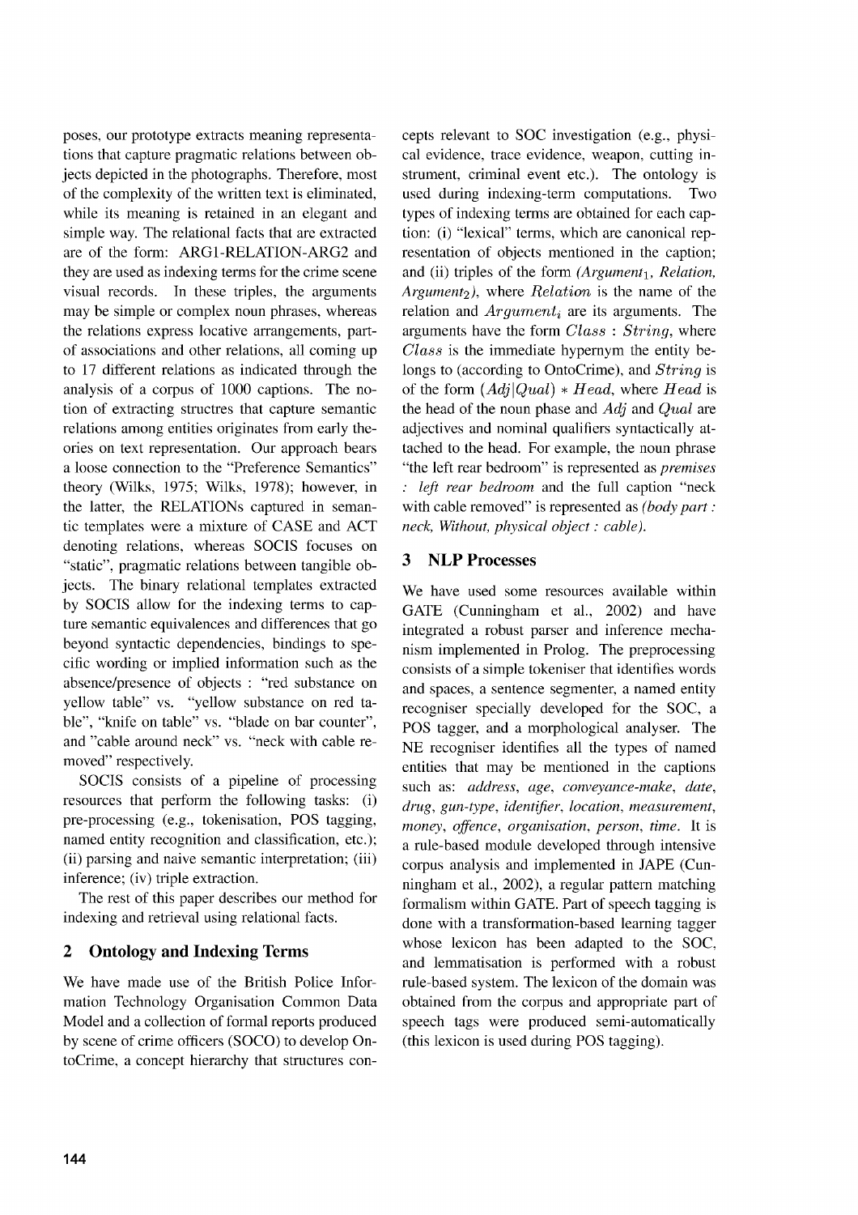poses, our prototype extracts meaning representations that capture pragmatic relations between objects depicted in the photographs. Therefore, most of the complexity of the written text is eliminated, while its meaning is retained in an elegant and simple way. The relational facts that are extracted are of the form: ARG1-RELATION-ARG2 and they are used as indexing terms for the crime scene visual records. In these triples, the arguments may be simple or complex noun phrases, whereas the relations express locative arrangements, part-of associations and other relations, all coming up to 17 different relations as indicated through the analysis of a corpus of 1000 captions. The notion of extracting structres that capture semantic relations among entities originates from early theories on text representation. Our approach bears a loose connection to the "Preference Semantics" theory (Wilks, 1975; Wilks, 1978); however, in the latter, the RELATIONs captured in semantic templates were a mixture of CASE and ACT denoting relations, whereas SOCIS focuses on "static", pragmatic relations between tangible objects. The binary relational templates extracted by SOCIS allow for the indexing terms to capture semantic equivalences and differences that go beyond syntactic dependencies, bindings to specific wording or implied information such as the absence/presence of objects : "red substance on yellow table" vs. "yellow substance on red table", "knife on table" vs. "blade on bar counter", and "cable around neck" vs. "neck with cable removed" respectively.

SOCIS consists of a pipeline of processing resources that perform the following tasks: (i) pre-processing (e.g., tokenisation, POS tagging, named entity recognition and classification, etc.); (ii) parsing and naive semantic interpretation; (iii) inference; (iv) triple extraction.

The rest of this paper describes our method for indexing and retrieval using relational facts.

## 2 Ontology and Indexing Terms

We have made use of the British Police Information Technology Organisation Common Data Model and a collection of formal reports produced by scene of crime officers (SOCO) to develop OntoCrime, a concept hierarchy that structures concepts relevant to SOC investigation (e.g., physical evidence, trace evidence, weapon, cutting instrument, criminal event etc.). The ontology is used during indexing-term computations. Two types of indexing terms are obtained for each caption: (i) "lexical" terms, which are canonical representation of objects mentioned in the caption; and (ii) triples of the form *(Argument*$_1$*, Relation, Argument*$_2$*)*, where $Relation$ is the name of the relation and $Argument_i$ are its arguments. The arguments have the form $Class : String$, where $Class$ is the immediate hypernym the entity belongs to (according to OntoCrime), and $String$ is of the form $(Adj|Qual) * Head$, where $Head$ is the head of the noun phase and *Adj* and *Qual* are adjectives and nominal qualifiers syntactically attached to the head. For example, the noun phrase "the left rear bedroom" is represented as *premises : left rear bedroom* and the full caption "neck with cable removed" is represented as *(body part : neck, Without, physical object : cable)*.

## 3 NLP Processes

We have used some resources available within GATE (Cunningham et al., 2002) and have integrated a robust parser and inference mechanism implemented in Prolog. The preprocessing consists of a simple tokeniser that identifies words and spaces, a sentence segmenter, a named entity recogniser specially developed for the SOC, a POS tagger, and a morphological analyser. The NE recogniser identifies all the types of named entities that may be mentioned in the captions such as: *address*, *age*, *conveyance-make*, *date*, *drug*, *gun-type*, *identifier*, *location*, *measurement*, *money*, *offence*, *organisation*, *person*, *time*. It is a rule-based module developed through intensive corpus analysis and implemented in JAPE (Cunningham et al., 2002), a regular pattern matching formalism within GATE. Part of speech tagging is done with a transformation-based learning tagger whose lexicon has been adapted to the SOC, and lemmatisation is performed with a robust rule-based system. The lexicon of the domain was obtained from the corpus and appropriate part of speech tags were produced semi-automatically (this lexicon is used during POS tagging).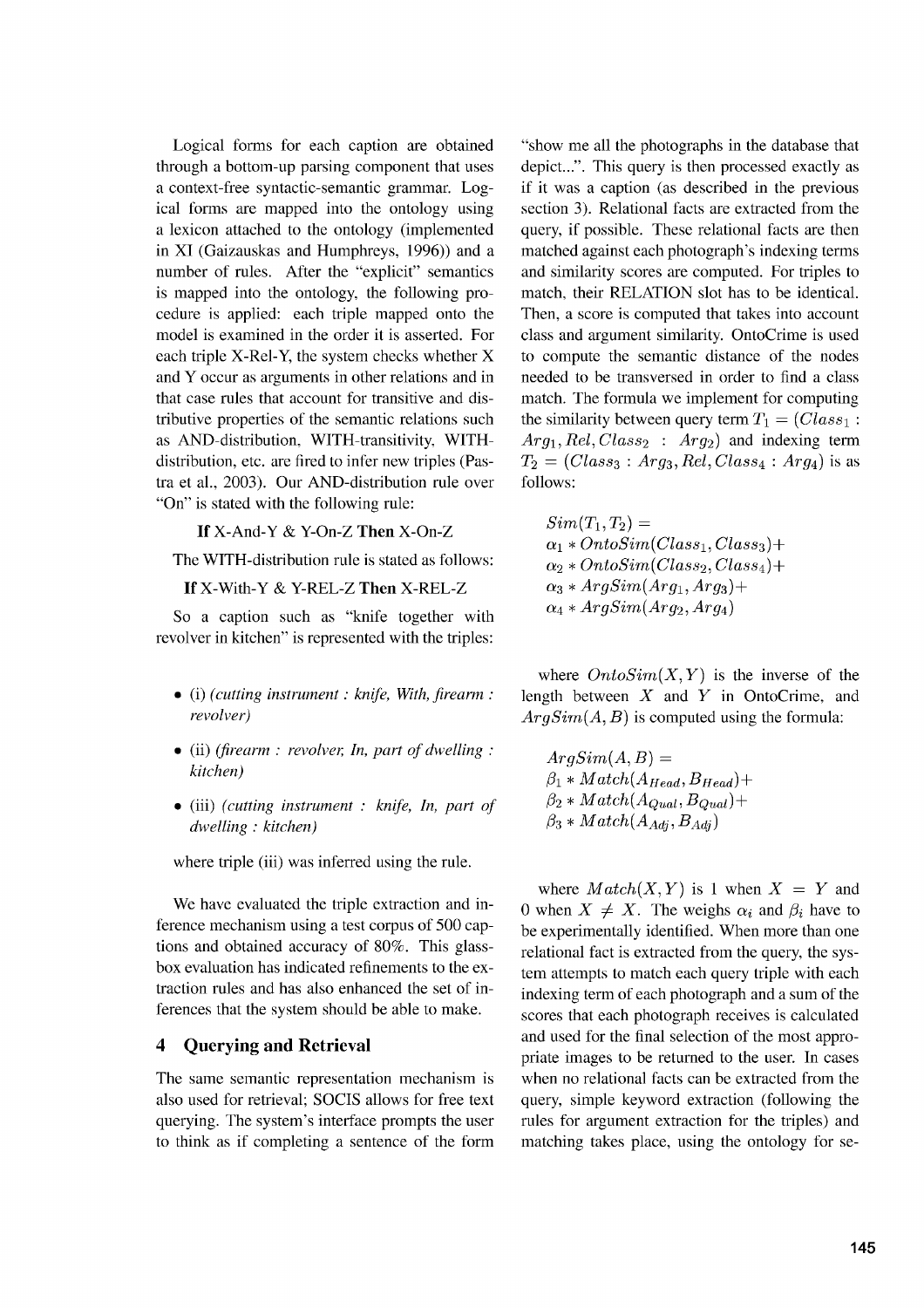Logical forms for each caption are obtained through a bottom-up parsing component that uses a context-free syntactic-semantic grammar. Logical forms are mapped into the ontology using a lexicon attached to the ontology (implemented in XI (Gaizauskas and Humphreys, 1996)) and a number of rules. After the "explicit" semantics is mapped into the ontology, the following procedure is applied: each triple mapped onto the model is examined in the order it is asserted. For each triple X-Rel-Y, the system checks whether X and Y occur as arguments in other relations and in that case rules that account for transitive and distributive properties of the semantic relations such as AND-distribution, WITH-transitivity, WITH-distribution, etc. are fired to infer new triples (Pastra et al., 2003). Our AND-distribution rule over "On" is stated with the following rule:

**If** X-And-Y & Y-On-Z **Then** X-On-Z

The WITH-distribution rule is stated as follows:

**If** X-With-Y & Y-REL-Z **Then** X-REL-Z

So a caption such as "knife together with revolver in kitchen" is represented with the triples:

- (i) *(cutting instrument : knife, With, firearm : revolver)*
- (ii) *(firearm : revolver, In, part of dwelling : kitchen)*
- (iii) *(cutting instrument : knife, In, part of dwelling : kitchen)*

where triple (iii) was inferred using the rule.

We have evaluated the triple extraction and inference mechanism using a test corpus of 500 captions and obtained accuracy of 80%. This glass-box evaluation has indicated refinements to the extraction rules and has also enhanced the set of inferences that the system should be able to make.

## 4 Querying and Retrieval

The same semantic representation mechanism is also used for retrieval; SOCIS allows for free text querying. The system's interface prompts the user to think as if completing a sentence of the form "show me all the photographs in the database that depict...". This query is then processed exactly as if it was a caption (as described in the previous section 3). Relational facts are extracted from the query, if possible. These relational facts are then matched against each photograph's indexing terms and similarity scores are computed. For triples to match, their RELATION slot has to be identical. Then, a score is computed that takes into account class and argument similarity. OntoCrime is used to compute the semantic distance of the nodes needed to be transversed in order to find a class match. The formula we implement for computing the similarity between query term $T_1 = (Class_1 : Arg_1, Rel, Class_2 : Arg_2)$ and indexing term $T_2 = (Class_3 : Arg_3, Rel, Class_4 : Arg_4)$ is as follows:

$$
\begin{aligned}
&Sim(T_1, T_2) = \\
&\alpha_1 * OntoSim(Class_1, Class_3) + \\
&\alpha_2 * OntoSim(Class_2, Class_4) + \\
&\alpha_3 * ArgSim(Arg_1, Arg_3) + \\
&\alpha_4 * ArgSim(Arg_2, Arg_4)
\end{aligned}
$$

where $OntoSim(X, Y)$ is the inverse of the length between $X$ and $Y$ in OntoCrime, and $ArgSim(A, B)$ is computed using the formula:

$$
\begin{aligned}
&ArgSim(A, B) = \\
&\beta_1 * Match(A_{Head}, B_{Head}) + \\
&\beta_2 * Match(A_{Qual}, B_{Qual}) + \\
&\beta_3 * Match(A_{Adj}, B_{Adj})
\end{aligned}
$$

where $Match(X, Y)$ is 1 when $X = Y$ and 0 when $X \neq X$. The weighs $\alpha_i$ and $\beta_i$ have to be experimentally identified. When more than one relational fact is extracted from the query, the system attempts to match each query triple with each indexing term of each photograph and a sum of the scores that each photograph receives is calculated and used for the final selection of the most appropriate images to be returned to the user. In cases when no relational facts can be extracted from the query, simple keyword extraction (following the rules for argument extraction for the triples) and matching takes place, using the ontology for se-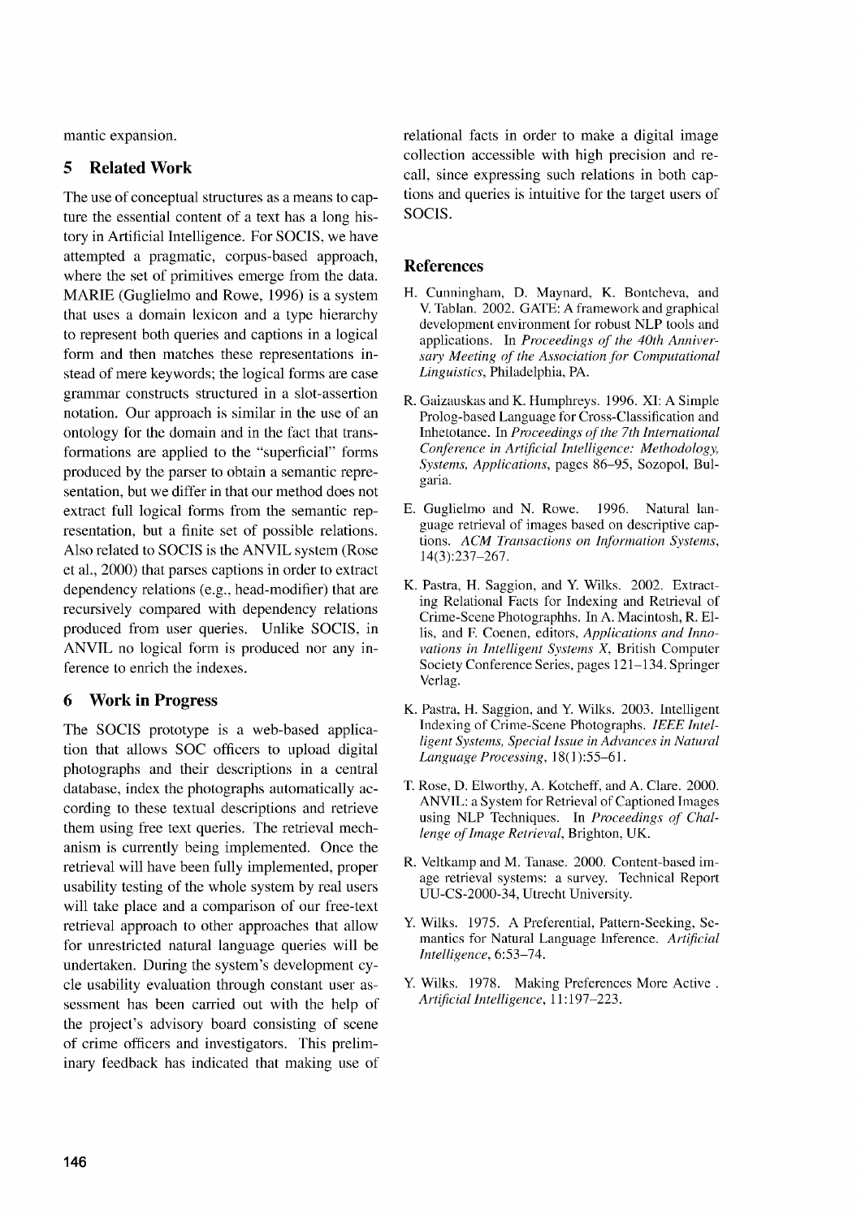mantic expansion.

## 5 Related Work

The use of conceptual structures as a means to capture the essential content of a text has a long history in Artificial Intelligence. For SOCIS, we have attempted a pragmatic, corpus-based approach, where the set of primitives emerge from the data. MARIE (Guglielmo and Rowe, 1996) is a system that uses a domain lexicon and a type hierarchy to represent both queries and captions in a logical form and then matches these representations instead of mere keywords; the logical forms are case grammar constructs structured in a slot-assertion notation. Our approach is similar in the use of an ontology for the domain and in the fact that transformations are applied to the "superficial" forms produced by the parser to obtain a semantic representation, but we differ in that our method does not extract full logical forms from the semantic representation, but a finite set of possible relations. Also related to SOCIS is the ANVIL system (Rose et al., 2000) that parses captions in order to extract dependency relations (e.g., head-modifier) that are recursively compared with dependency relations produced from user queries. Unlike SOCIS, in ANVIL no logical form is produced nor any inference to enrich the indexes.

## 6 Work in Progress

The SOCIS prototype is a web-based application that allows SOC officers to upload digital photographs and their descriptions in a central database, index the photographs automatically according to these textual descriptions and retrieve them using free text queries. The retrieval mechanism is currently being implemented. Once the retrieval will have been fully implemented, proper usability testing of the whole system by real users will take place and a comparison of our free-text retrieval approach to other approaches that allow for unrestricted natural language queries will be undertaken. During the system's development cycle usability evaluation through constant user assessment has been carried out with the help of the project's advisory board consisting of scene of crime officers and investigators. This preliminary feedback has indicated that making use of relational facts in order to make a digital image collection accessible with high precision and recall, since expressing such relations in both captions and queries is intuitive for the target users of SOCIS.

## References

H. Cunningham, D. Maynard, K. Bontcheva, and V. Tablan. 2002. GATE: A framework and graphical development environment for robust NLP tools and applications. In *Proceedings of the 40th Anniversary Meeting of the Association for Computational Linguistics*, Philadelphia, PA.

R. Gaizauskas and K. Humphreys. 1996. XI: A Simple Prolog-based Language for Cross-Classification and Inhetotance. In *Proceedings of the 7th International Conference in Artificial Intelligence: Methodology, Systems, Applications*, pages 86–95, Sozopol, Bulgaria.

E. Guglielmo and N. Rowe. 1996. Natural language retrieval of images based on descriptive captions. *ACM Transactions on Information Systems*, 14(3):237–267.

K. Pastra, H. Saggion, and Y. Wilks. 2002. Extracting Relational Facts for Indexing and Retrieval of Crime-Scene Photographhs. In A. Macintosh, R. Ellis, and F. Coenen, editors, *Applications and Innovations in Intelligent Systems X*, British Computer Society Conference Series, pages 121–134. Springer Verlag.

K. Pastra, H. Saggion, and Y. Wilks. 2003. Intelligent Indexing of Crime-Scene Photographs. *IEEE Intelligent Systems, Special Issue in Advances in Natural Language Processing*, 18(1):55–61.

T. Rose, D. Elworthy, A. Kotcheff, and A. Clare. 2000. ANVIL: a System for Retrieval of Captioned Images using NLP Techniques. In *Proceedings of Challenge of Image Retrieval*, Brighton, UK.

R. Veltkamp and M. Tanase. 2000. Content-based image retrieval systems: a survey. Technical Report UU-CS-2000-34, Utrecht University.

Y. Wilks. 1975. A Preferential, Pattern-Seeking, Semantics for Natural Language Inference. *Artificial Intelligence*, 6:53–74.

Y. Wilks. 1978. Making Preferences More Active . *Artificial Intelligence*, 11:197–223.